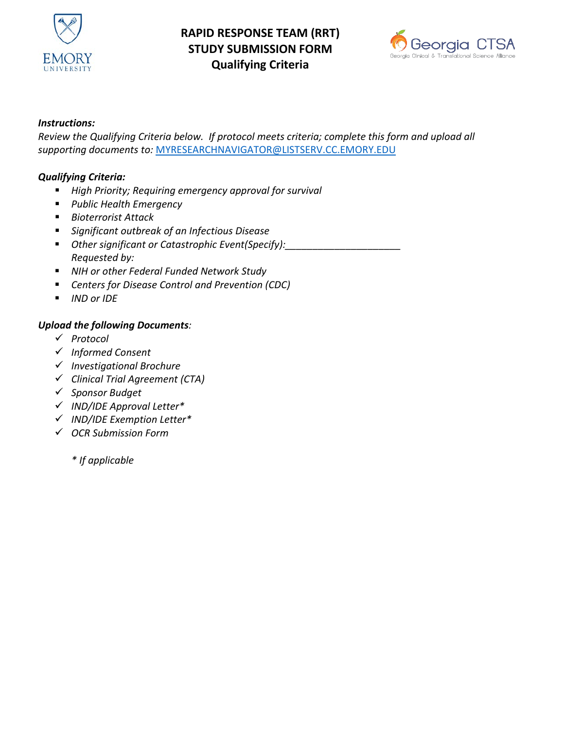# RAPID RESPONSE TEAM (RRT)
# STUDY SUBMISSION FORM
## Qualifying Criteria

***Instructions:***

*Review the Qualifying Criteria below. If protocol meets criteria; complete this form and upload all supporting documents to:* MYRESEARCHNAVIGATOR@LISTSERV.CC.EMORY.EDU

***Qualifying Criteria:***

- *High Priority; Requiring emergency approval for survival*
- *Public Health Emergency*
- *Bioterrorist Attack*
- *Significant outbreak of an Infectious Disease*
- *Other significant or Catastrophic Event(Specify):_____________________*
  *Requested by:*
- *NIH or other Federal Funded Network Study*
- *Centers for Disease Control and Prevention (CDC)*
- *IND or IDE*

***Upload the following Documents:***

- ✓ *Protocol*
- ✓ *Informed Consent*
- ✓ *Investigational Brochure*
- ✓ *Clinical Trial Agreement (CTA)*
- ✓ *Sponsor Budget*
- ✓ *IND/IDE Approval Letter**
- ✓ *IND/IDE Exemption Letter**
- ✓ *OCR Submission Form*

*\* If applicable*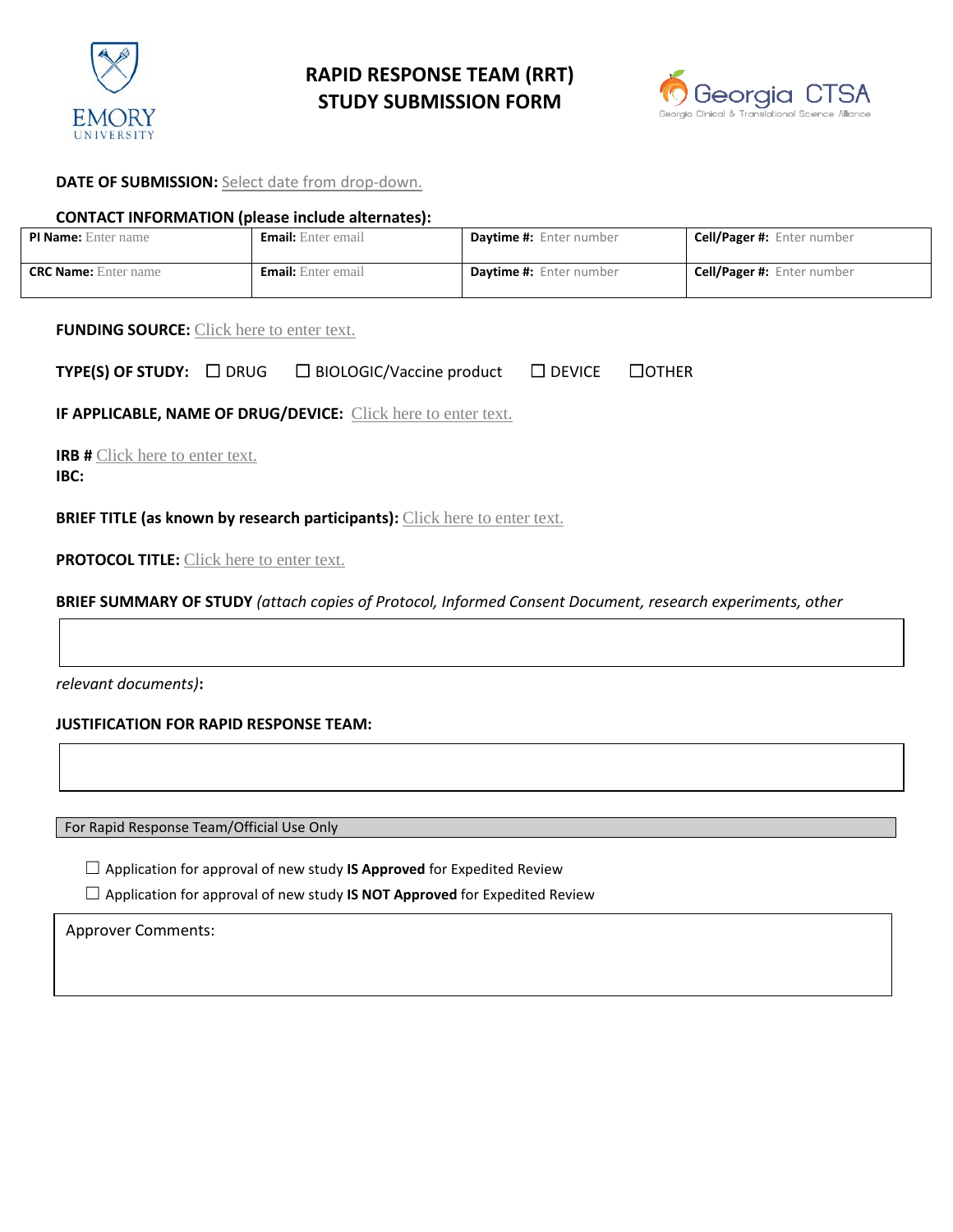# RAPID RESPONSE TEAM (RRT) STUDY SUBMISSION FORM

**DATE OF SUBMISSION:** Select date from drop-down.

**CONTACT INFORMATION (please include alternates):**

| | | | |
|---|---|---|---|
| **PI Name:** Enter name | **Email:** Enter email | **Daytime #:** Enter number | **Cell/Pager #:** Enter number |
| **CRC Name:** Enter name | **Email:** Enter email | **Daytime #:** Enter number | **Cell/Pager #:** Enter number |

**FUNDING SOURCE:** Click here to enter text.

**TYPE(S) OF STUDY:** ☐ DRUG ☐ BIOLOGIC/Vaccine product ☐ DEVICE ☐OTHER

**IF APPLICABLE, NAME OF DRUG/DEVICE:** Click here to enter text.

**IRB #** Click here to enter text.
**IBC:**

**BRIEF TITLE (as known by research participants):** Click here to enter text.

**PROTOCOL TITLE:** Click here to enter text.

**BRIEF SUMMARY OF STUDY** *(attach copies of Protocol, Informed Consent Document, research experiments, other relevant documents)***:**

**JUSTIFICATION FOR RAPID RESPONSE TEAM:**

For Rapid Response Team/Official Use Only

☐ Application for approval of new study **IS Approved** for Expedited Review

☐ Application for approval of new study **IS NOT Approved** for Expedited Review

Approver Comments: